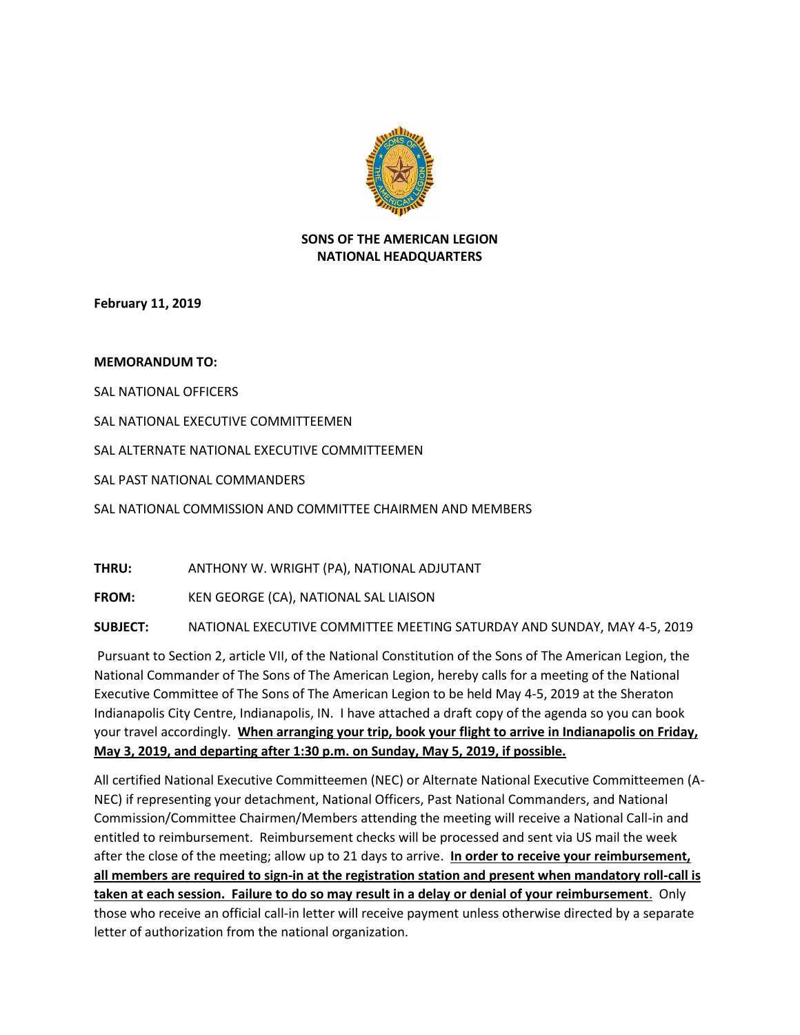**SONS OF THE AMERICAN LEGION**
**NATIONAL HEADQUARTERS**

**February 11, 2019**

**MEMORANDUM TO:**

SAL NATIONAL OFFICERS

SAL NATIONAL EXECUTIVE COMMITTEEMEN

SAL ALTERNATE NATIONAL EXECUTIVE COMMITTEEMEN

SAL PAST NATIONAL COMMANDERS

SAL NATIONAL COMMISSION AND COMMITTEE CHAIRMEN AND MEMBERS

**THRU:** ANTHONY W. WRIGHT (PA), NATIONAL ADJUTANT

**FROM:** KEN GEORGE (CA), NATIONAL SAL LIAISON

**SUBJECT:** NATIONAL EXECUTIVE COMMITTEE MEETING SATURDAY AND SUNDAY, MAY 4-5, 2019

Pursuant to Section 2, article VII, of the National Constitution of the Sons of The American Legion, the National Commander of The Sons of The American Legion, hereby calls for a meeting of the National Executive Committee of The Sons of The American Legion to be held May 4-5, 2019 at the Sheraton Indianapolis City Centre, Indianapolis, IN. I have attached a draft copy of the agenda so you can book your travel accordingly. **<u>When arranging your trip, book your flight to arrive in Indianapolis on Friday, May 3, 2019, and departing after 1:30 p.m. on Sunday, May 5, 2019, if possible.</u>**

All certified National Executive Committeemen (NEC) or Alternate National Executive Committeemen (A-NEC) if representing your detachment, National Officers, Past National Commanders, and National Commission/Committee Chairmen/Members attending the meeting will receive a National Call-in and entitled to reimbursement. Reimbursement checks will be processed and sent via US mail the week after the close of the meeting; allow up to 21 days to arrive. **<u>In order to receive your reimbursement, all members are required to sign-in at the registration station and present when mandatory roll-call is taken at each session. Failure to do so may result in a delay or denial of your reimbursement</u>**. Only those who receive an official call-in letter will receive payment unless otherwise directed by a separate letter of authorization from the national organization.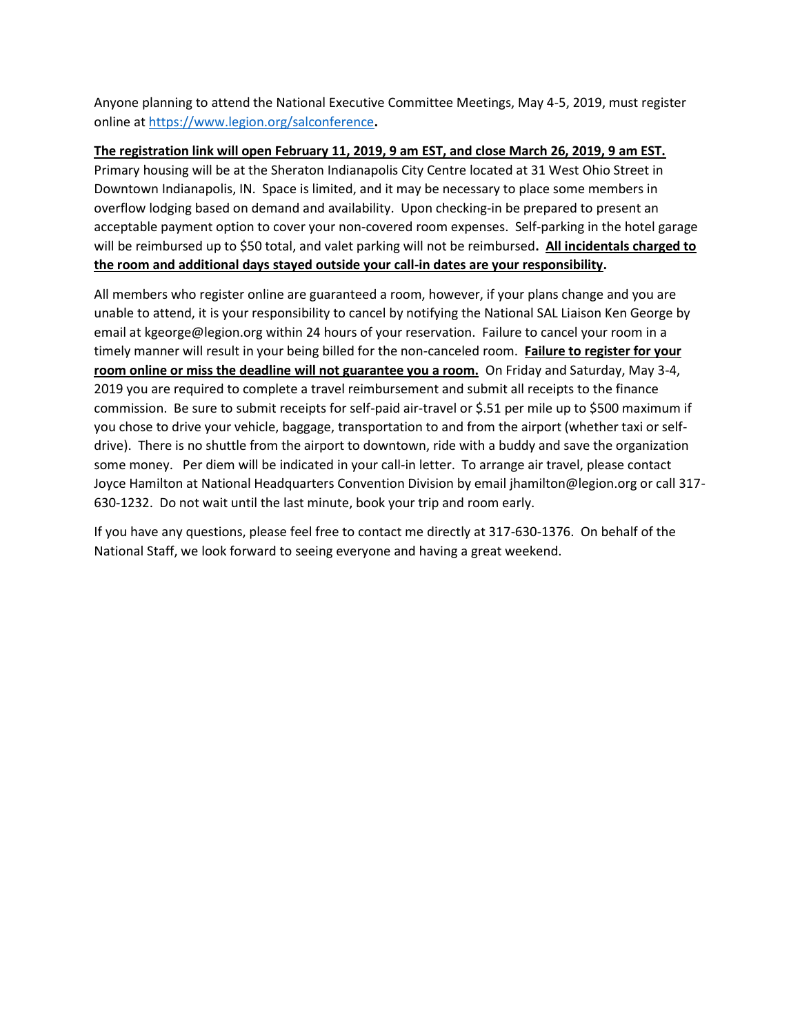Anyone planning to attend the National Executive Committee Meetings, May 4-5, 2019, must register online at [https://www.legion.org/salconference](https://www.legion.org/salconference)**.**

**The registration link will open February 11, 2019, 9 am EST, and close March 26, 2019, 9 am EST.** Primary housing will be at the Sheraton Indianapolis City Centre located at 31 West Ohio Street in Downtown Indianapolis, IN. Space is limited, and it may be necessary to place some members in overflow lodging based on demand and availability. Upon checking-in be prepared to present an acceptable payment option to cover your non-covered room expenses. Self-parking in the hotel garage will be reimbursed up to $50 total, and valet parking will not be reimbursed**. All incidentals charged to the room and additional days stayed outside your call-in dates are your responsibility.**

All members who register online are guaranteed a room, however, if your plans change and you are unable to attend, it is your responsibility to cancel by notifying the National SAL Liaison Ken George by email at kgeorge@legion.org within 24 hours of your reservation. Failure to cancel your room in a timely manner will result in your being billed for the non-canceled room. **Failure to register for your room online or miss the deadline will not guarantee you a room.** On Friday and Saturday, May 3-4, 2019 you are required to complete a travel reimbursement and submit all receipts to the finance commission. Be sure to submit receipts for self-paid air-travel or $.51 per mile up to $500 maximum if you chose to drive your vehicle, baggage, transportation to and from the airport (whether taxi or self-drive). There is no shuttle from the airport to downtown, ride with a buddy and save the organization some money. Per diem will be indicated in your call-in letter. To arrange air travel, please contact Joyce Hamilton at National Headquarters Convention Division by email jhamilton@legion.org or call 317-630-1232. Do not wait until the last minute, book your trip and room early.

If you have any questions, please feel free to contact me directly at 317-630-1376. On behalf of the National Staff, we look forward to seeing everyone and having a great weekend.